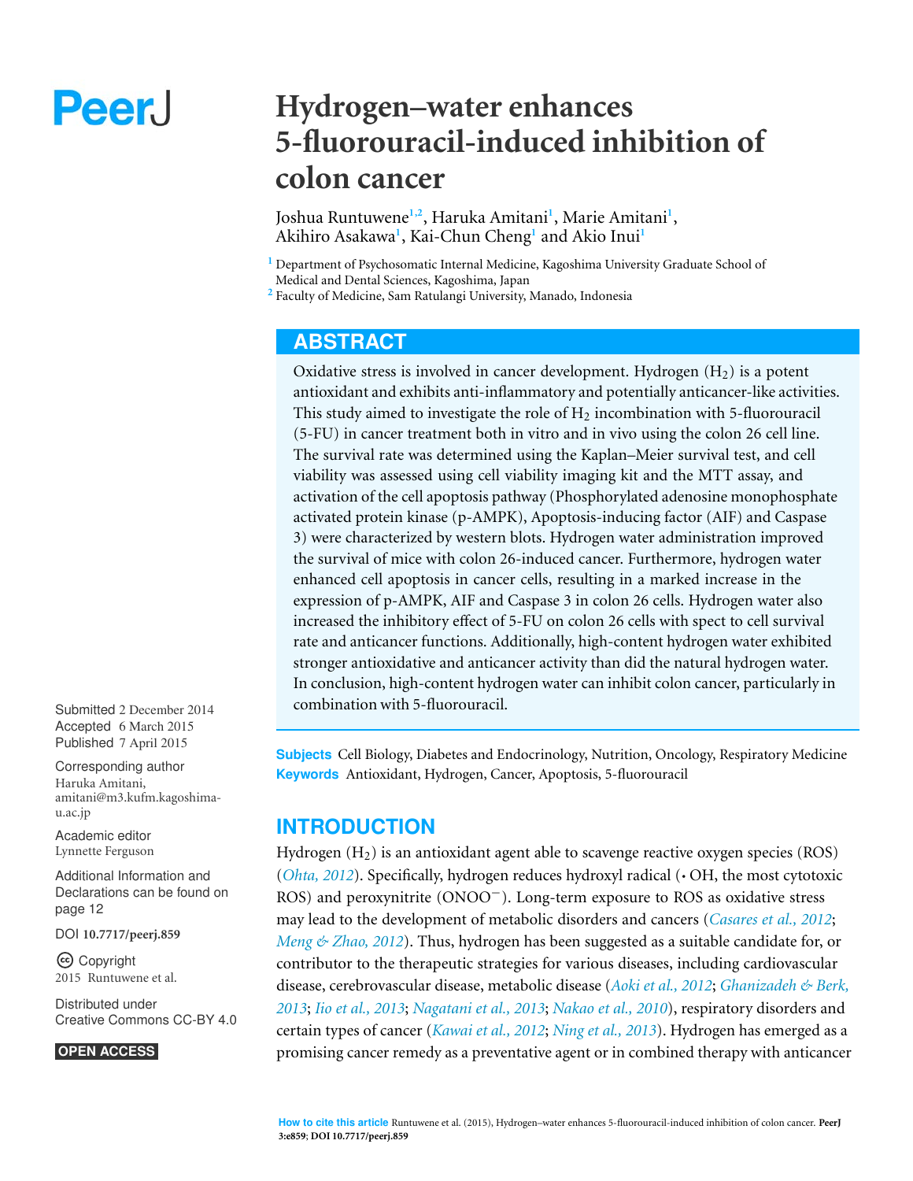# Hydrogen–water enhances 5-fluorouracil-induced inhibition of colon cancer

Joshua Runtuwene[1,2], Haruka Amitani[1], Marie Amitani[1], Akihiro Asakawa[1], Kai-Chun Cheng[1] and Akio Inui[1]

[1] Department of Psychosomatic Internal Medicine, Kagoshima University Graduate School of Medical and Dental Sciences, Kagoshima, Japan

[2] Faculty of Medicine, Sam Ratulangi University, Manado, Indonesia

Submitted 2 December 2014
Accepted 6 March 2015
Published 7 April 2015

Corresponding author
Haruka Amitani, amitani@m3.kufm.kagoshima-u.ac.jp

Academic editor
Lynnette Ferguson

Additional Information and Declarations can be found on page 12

DOI **10.7717/peerj.859**

Copyright
2015 Runtuwene et al.

Distributed under
Creative Commons CC-BY 4.0

**OPEN ACCESS**

## ABSTRACT

Oxidative stress is involved in cancer development. Hydrogen ($H_2$) is a potent antioxidant and exhibits anti-inflammatory and potentially anticancer-like activities. This study aimed to investigate the role of $H_2$ incombination with 5-fluorouracil (5-FU) in cancer treatment both in vitro and in vivo using the colon 26 cell line. The survival rate was determined using the Kaplan–Meier survival test, and cell viability was assessed using cell viability imaging kit and the MTT assay, and activation of the cell apoptosis pathway (Phosphorylated adenosine monophosphate activated protein kinase (p-AMPK), Apoptosis-inducing factor (AIF) and Caspase 3) were characterized by western blots. Hydrogen water administration improved the survival of mice with colon 26-induced cancer. Furthermore, hydrogen water enhanced cell apoptosis in cancer cells, resulting in a marked increase in the expression of p-AMPK, AIF and Caspase 3 in colon 26 cells. Hydrogen water also increased the inhibitory effect of 5-FU on colon 26 cells with spect to cell survival rate and anticancer functions. Additionally, high-content hydrogen water exhibited stronger antioxidative and anticancer activity than did the natural hydrogen water. In conclusion, high-content hydrogen water can inhibit colon cancer, particularly in combination with 5-fluorouracil.

**Subjects** Cell Biology, Diabetes and Endocrinology, Nutrition, Oncology, Respiratory Medicine
**Keywords** Antioxidant, Hydrogen, Cancer, Apoptosis, 5-fluorouracil

## INTRODUCTION

Hydrogen ($H_2$) is an antioxidant agent able to scavenge reactive oxygen species (ROS) (*Ohta, 2012*). Specifically, hydrogen reduces hydroxyl radical (•OH, the most cytotoxic ROS) and peroxynitrite ($ONOO^-$). Long-term exposure to ROS as oxidative stress may lead to the development of metabolic disorders and cancers (*Casares et al., 2012*; *Meng & Zhao, 2012*). Thus, hydrogen has been suggested as a suitable candidate for, or contributor to the therapeutic strategies for various diseases, including cardiovascular disease, cerebrovascular disease, metabolic disease (*Aoki et al., 2012*; *Ghanizadeh & Berk, 2013*; *Iio et al., 2013*; *Nagatani et al., 2013*; *Nakao et al., 2010*), respiratory disorders and certain types of cancer (*Kawai et al., 2012*; *Ning et al., 2013*). Hydrogen has emerged as a promising cancer remedy as a preventative agent or in combined therapy with anticancer

**How to cite this article** Runtuwene et al. (2015), Hydrogen–water enhances 5-fluorouracil-induced inhibition of colon cancer. **PeerJ 3:e859**; **DOI 10.7717/peerj.859**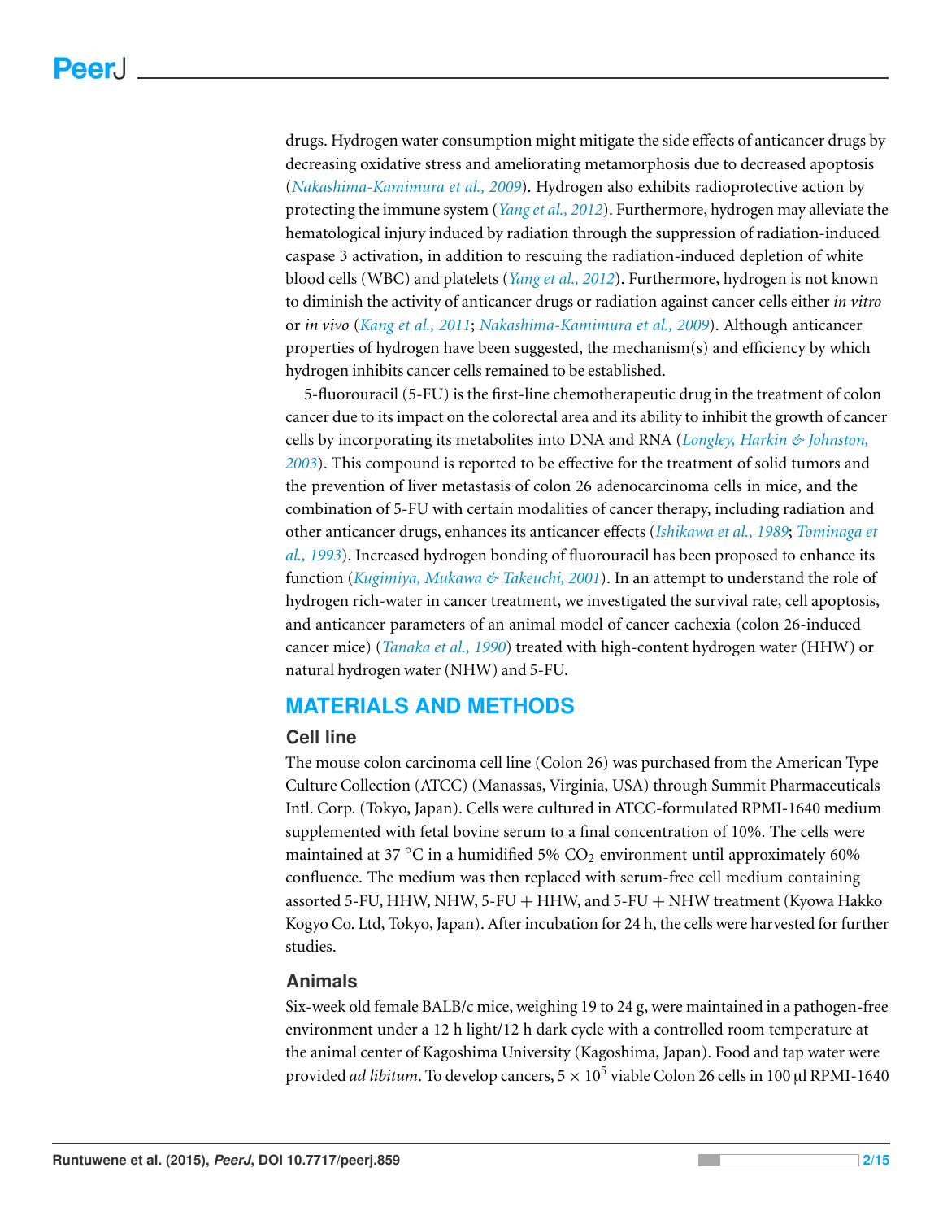drugs. Hydrogen water consumption might mitigate the side effects of anticancer drugs by decreasing oxidative stress and ameliorating metamorphosis due to decreased apoptosis (*Nakashima-Kamimura et al., 2009*). Hydrogen also exhibits radioprotective action by protecting the immune system (*Yang et al., 2012*). Furthermore, hydrogen may alleviate the hematological injury induced by radiation through the suppression of radiation-induced caspase 3 activation, in addition to rescuing the radiation-induced depletion of white blood cells (WBC) and platelets (*Yang et al., 2012*). Furthermore, hydrogen is not known to diminish the activity of anticancer drugs or radiation against cancer cells either *in vitro* or *in vivo* (*Kang et al., 2011*; *Nakashima-Kamimura et al., 2009*). Although anticancer properties of hydrogen have been suggested, the mechanism(s) and efficiency by which hydrogen inhibits cancer cells remained to be established.

5-fluorouracil (5-FU) is the first-line chemotherapeutic drug in the treatment of colon cancer due to its impact on the colorectal area and its ability to inhibit the growth of cancer cells by incorporating its metabolites into DNA and RNA (*Longley, Harkin & Johnston, 2003*). This compound is reported to be effective for the treatment of solid tumors and the prevention of liver metastasis of colon 26 adenocarcinoma cells in mice, and the combination of 5-FU with certain modalities of cancer therapy, including radiation and other anticancer drugs, enhances its anticancer effects (*Ishikawa et al., 1989*; *Tominaga et al., 1993*). Increased hydrogen bonding of fluorouracil has been proposed to enhance its function (*Kugimiya, Mukawa & Takeuchi, 2001*). In an attempt to understand the role of hydrogen rich-water in cancer treatment, we investigated the survival rate, cell apoptosis, and anticancer parameters of an animal model of cancer cachexia (colon 26-induced cancer mice) (*Tanaka et al., 1990*) treated with high-content hydrogen water (HHW) or natural hydrogen water (NHW) and 5-FU.

## MATERIALS AND METHODS

### Cell line

The mouse colon carcinoma cell line (Colon 26) was purchased from the American Type Culture Collection (ATCC) (Manassas, Virginia, USA) through Summit Pharmaceuticals Intl. Corp. (Tokyo, Japan). Cells were cultured in ATCC-formulated RPMI-1640 medium supplemented with fetal bovine serum to a final concentration of 10%. The cells were maintained at 37 °C in a humidified 5% $CO_2$ environment until approximately 60% confluence. The medium was then replaced with serum-free cell medium containing assorted 5-FU, HHW, NHW, 5-FU + HHW, and 5-FU + NHW treatment (Kyowa Hakko Kogyo Co. Ltd, Tokyo, Japan). After incubation for 24 h, the cells were harvested for further studies.

### Animals

Six-week old female BALB/c mice, weighing 19 to 24 g, were maintained in a pathogen-free environment under a 12 h light/12 h dark cycle with a controlled room temperature at the animal center of Kagoshima University (Kagoshima, Japan). Food and tap water were provided *ad libitum*. To develop cancers, $5 \times 10^5$ viable Colon 26 cells in 100 μl RPMI-1640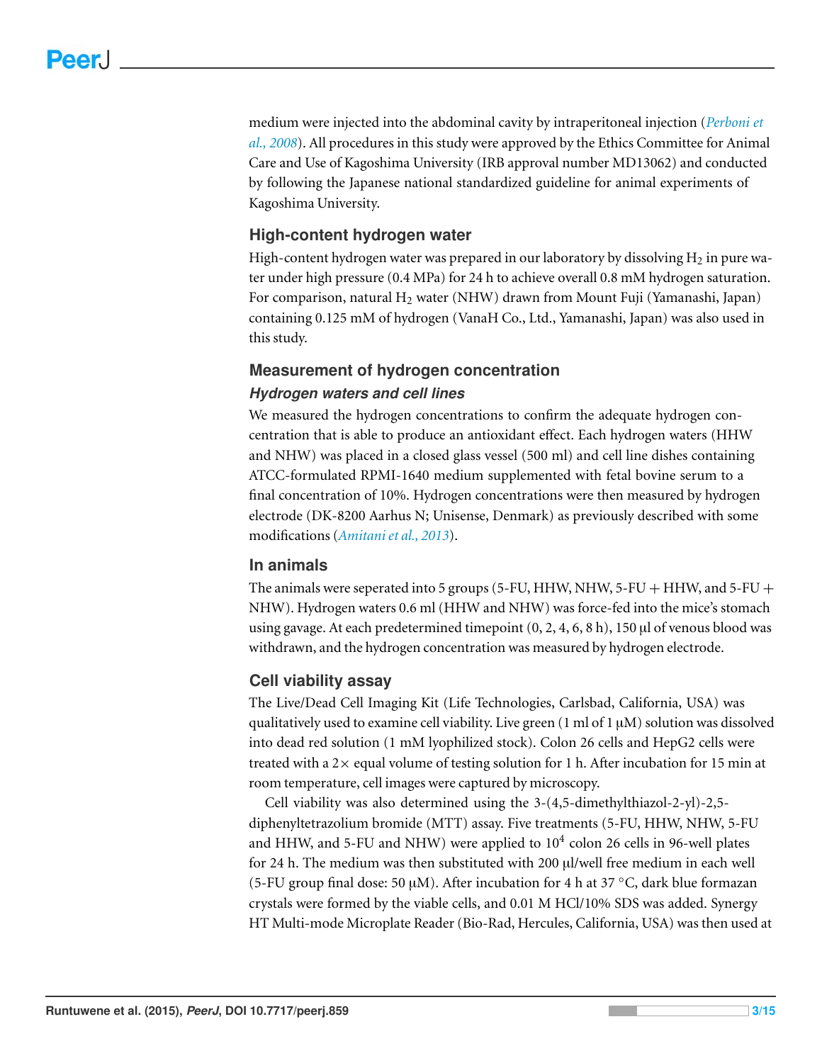medium were injected into the abdominal cavity by intraperitoneal injection (*Perboni et al., 2008*). All procedures in this study were approved by the Ethics Committee for Animal Care and Use of Kagoshima University (IRB approval number MD13062) and conducted by following the Japanese national standardized guideline for animal experiments of Kagoshima University.

## High-content hydrogen water

High-content hydrogen water was prepared in our laboratory by dissolving $H_2$ in pure water under high pressure (0.4 MPa) for 24 h to achieve overall 0.8 mM hydrogen saturation. For comparison, natural $H_2$ water (NHW) drawn from Mount Fuji (Yamanashi, Japan) containing 0.125 mM of hydrogen (VanaH Co., Ltd., Yamanashi, Japan) was also used in this study.

## Measurement of hydrogen concentration

### *Hydrogen waters and cell lines*

We measured the hydrogen concentrations to confirm the adequate hydrogen concentration that is able to produce an antioxidant effect. Each hydrogen waters (HHW and NHW) was placed in a closed glass vessel (500 ml) and cell line dishes containing ATCC-formulated RPMI-1640 medium supplemented with fetal bovine serum to a final concentration of 10%. Hydrogen concentrations were then measured by hydrogen electrode (DK-8200 Aarhus N; Unisense, Denmark) as previously described with some modifications (*Amitani et al., 2013*).

## In animals

The animals were seperated into 5 groups (5-FU, HHW, NHW, 5-FU + HHW, and 5-FU + NHW). Hydrogen waters 0.6 ml (HHW and NHW) was force-fed into the mice's stomach using gavage. At each predetermined timepoint (0, 2, 4, 6, 8 h), 150 µl of venous blood was withdrawn, and the hydrogen concentration was measured by hydrogen electrode.

## Cell viability assay

The Live/Dead Cell Imaging Kit (Life Technologies, Carlsbad, California, USA) was qualitatively used to examine cell viability. Live green (1 ml of 1 µM) solution was dissolved into dead red solution (1 mM lyophilized stock). Colon 26 cells and HepG2 cells were treated with a 2× equal volume of testing solution for 1 h. After incubation for 15 min at room temperature, cell images were captured by microscopy.

Cell viability was also determined using the 3-(4,5-dimethylthiazol-2-yl)-2,5-diphenyltetrazolium bromide (MTT) assay. Five treatments (5-FU, HHW, NHW, 5-FU and HHW, and 5-FU and NHW) were applied to $10^4$ colon 26 cells in 96-well plates for 24 h. The medium was then substituted with 200 µl/well free medium in each well (5-FU group final dose: 50 µM). After incubation for 4 h at 37 °C, dark blue formazan crystals were formed by the viable cells, and 0.01 M HCl/10% SDS was added. Synergy HT Multi-mode Microplate Reader (Bio-Rad, Hercules, California, USA) was then used at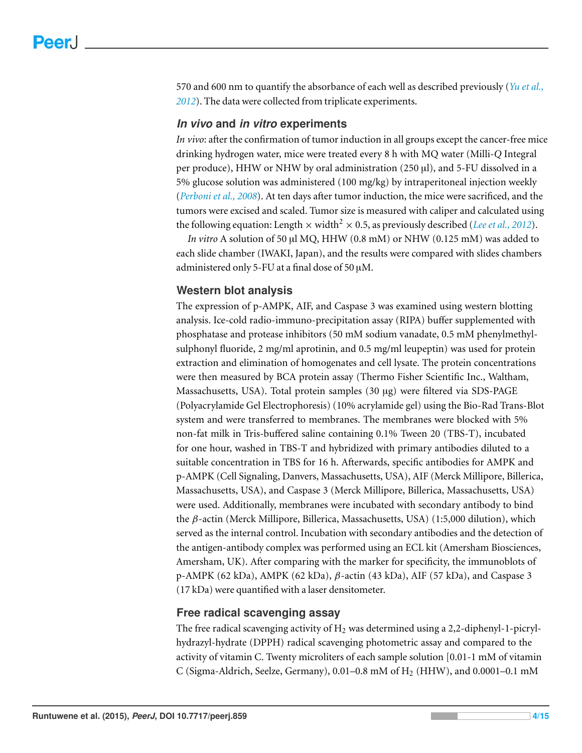570 and 600 nm to quantify the absorbance of each well as described previously (*Yu et al., 2012*). The data were collected from triplicate experiments.

### *In vivo* and *in vitro* experiments

*In vivo*: after the confirmation of tumor induction in all groups except the cancer-free mice drinking hydrogen water, mice were treated every 8 h with MQ water (Milli-*Q* Integral per produce), HHW or NHW by oral administration (250 µl), and 5-FU dissolved in a 5% glucose solution was administered (100 mg/kg) by intraperitoneal injection weekly (*Perboni et al., 2008*). At ten days after tumor induction, the mice were sacrificed, and the tumors were excised and scaled. Tumor size is measured with caliper and calculated using the following equation: Length $\times$ width$^2$ $\times$ 0.5, as previously described (*Lee et al., 2012*).

*In vitro* A solution of 50 µl MQ, HHW (0.8 mM) or NHW (0.125 mM) was added to each slide chamber (IWAKI, Japan), and the results were compared with slides chambers administered only 5-FU at a final dose of 50 µM.

### Western blot analysis

The expression of p-AMPK, AIF, and Caspase 3 was examined using western blotting analysis. Ice-cold radio-immuno-precipitation assay (RIPA) buffer supplemented with phosphatase and protease inhibitors (50 mM sodium vanadate, 0.5 mM phenylmethylsulphonyl fluoride, 2 mg/ml aprotinin, and 0.5 mg/ml leupeptin) was used for protein extraction and elimination of homogenates and cell lysate. The protein concentrations were then measured by BCA protein assay (Thermo Fisher Scientific Inc., Waltham, Massachusetts, USA). Total protein samples (30 µg) were filtered via SDS-PAGE (Polyacrylamide Gel Electrophoresis) (10% acrylamide gel) using the Bio-Rad Trans-Blot system and were transferred to membranes. The membranes were blocked with 5% non-fat milk in Tris-buffered saline containing 0.1% Tween 20 (TBS-T), incubated for one hour, washed in TBS-T and hybridized with primary antibodies diluted to a suitable concentration in TBS for 16 h. Afterwards, specific antibodies for AMPK and p-AMPK (Cell Signaling, Danvers, Massachusetts, USA), AIF (Merck Millipore, Billerica, Massachusetts, USA), and Caspase 3 (Merck Millipore, Billerica, Massachusetts, USA) were used. Additionally, membranes were incubated with secondary antibody to bind the $\beta$-actin (Merck Millipore, Billerica, Massachusetts, USA) (1:5,000 dilution), which served as the internal control. Incubation with secondary antibodies and the detection of the antigen-antibody complex was performed using an ECL kit (Amersham Biosciences, Amersham, UK). After comparing with the marker for specificity, the immunoblots of p-AMPK (62 kDa), AMPK (62 kDa), $\beta$-actin (43 kDa), AIF (57 kDa), and Caspase 3 (17 kDa) were quantified with a laser densitometer.

### Free radical scavenging assay

The free radical scavenging activity of $H_2$ was determined using a 2,2-diphenyl-1-picryl-hydrazyl-hydrate (DPPH) radical scavenging photometric assay and compared to the activity of vitamin C. Twenty microliters of each sample solution [0.01-1 mM of vitamin C (Sigma-Aldrich, Seelze, Germany), 0.01–0.8 mM of $H_2$ (HHW), and 0.0001–0.1 mM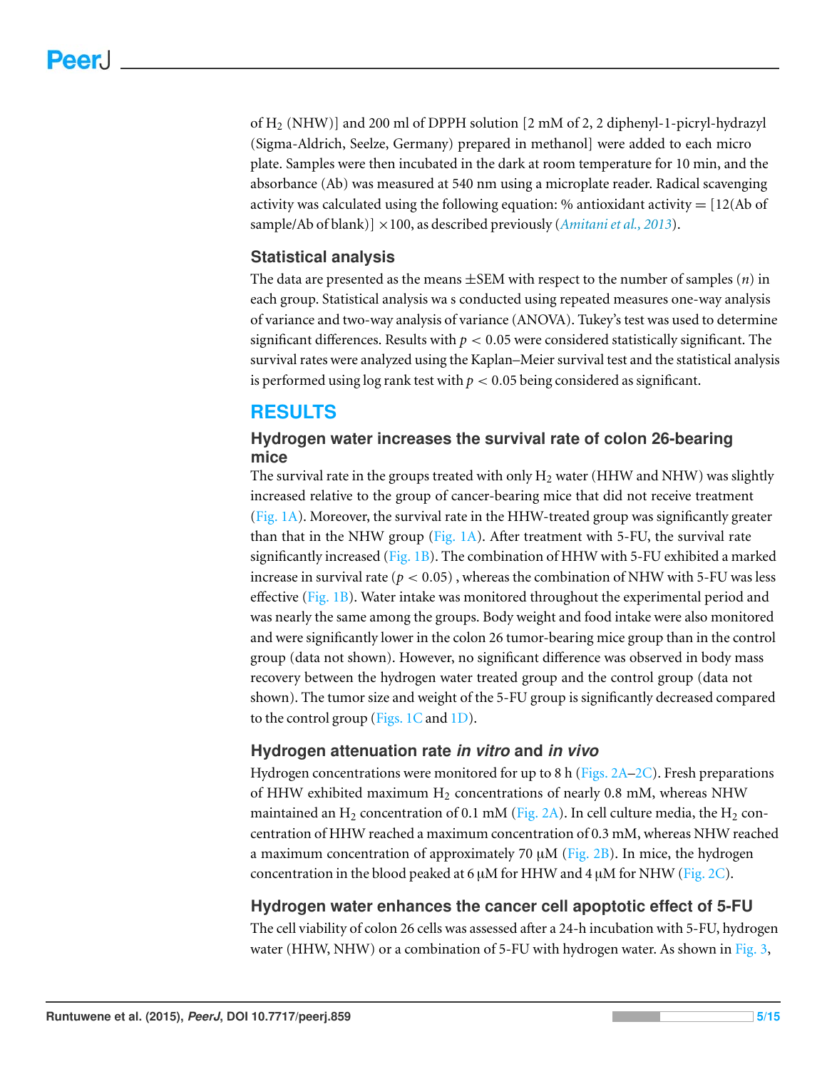of $H_2$ (NHW)] and 200 ml of DPPH solution [2 mM of 2, 2 diphenyl-1-picryl-hydrazyl (Sigma-Aldrich, Seelze, Germany) prepared in methanol] were added to each micro plate. Samples were then incubated in the dark at room temperature for 10 min, and the absorbance (Ab) was measured at 540 nm using a microplate reader. Radical scavenging activity was calculated using the following equation: % antioxidant activity = [12(Ab of sample/Ab of blank)] ×100, as described previously (*Amitani et al., 2013*).

### Statistical analysis

The data are presented as the means ±SEM with respect to the number of samples ($n$) in each group. Statistical analysis wa s conducted using repeated measures one-way analysis of variance and two-way analysis of variance (ANOVA). Tukey's test was used to determine significant differences. Results with $p < 0.05$ were considered statistically significant. The survival rates were analyzed using the Kaplan–Meier survival test and the statistical analysis is performed using log rank test with $p < 0.05$ being considered as significant.

## RESULTS

### Hydrogen water increases the survival rate of colon 26-bearing mice

The survival rate in the groups treated with only $H_2$ water (HHW and NHW) was slightly increased relative to the group of cancer-bearing mice that did not receive treatment (Fig. 1A). Moreover, the survival rate in the HHW-treated group was significantly greater than that in the NHW group (Fig. 1A). After treatment with 5-FU, the survival rate significantly increased (Fig. 1B). The combination of HHW with 5-FU exhibited a marked increase in survival rate ($p < 0.05$) , whereas the combination of NHW with 5-FU was less effective (Fig. 1B). Water intake was monitored throughout the experimental period and was nearly the same among the groups. Body weight and food intake were also monitored and were significantly lower in the colon 26 tumor-bearing mice group than in the control group (data not shown). However, no significant difference was observed in body mass recovery between the hydrogen water treated group and the control group (data not shown). The tumor size and weight of the 5-FU group is significantly decreased compared to the control group (Figs. 1C and 1D).

### Hydrogen attenuation rate *in vitro* and *in vivo*

Hydrogen concentrations were monitored for up to 8 h (Figs. 2A–2C). Fresh preparations of HHW exhibited maximum $H_2$ concentrations of nearly 0.8 mM, whereas NHW maintained an $H_2$ concentration of 0.1 mM (Fig. 2A). In cell culture media, the $H_2$ concentration of HHW reached a maximum concentration of 0.3 mM, whereas NHW reached a maximum concentration of approximately 70 µM (Fig. 2B). In mice, the hydrogen concentration in the blood peaked at 6 µM for HHW and 4 µM for NHW (Fig. 2C).

### Hydrogen water enhances the cancer cell apoptotic effect of 5-FU

The cell viability of colon 26 cells was assessed after a 24-h incubation with 5-FU, hydrogen water (HHW, NHW) or a combination of 5-FU with hydrogen water. As shown in Fig. 3,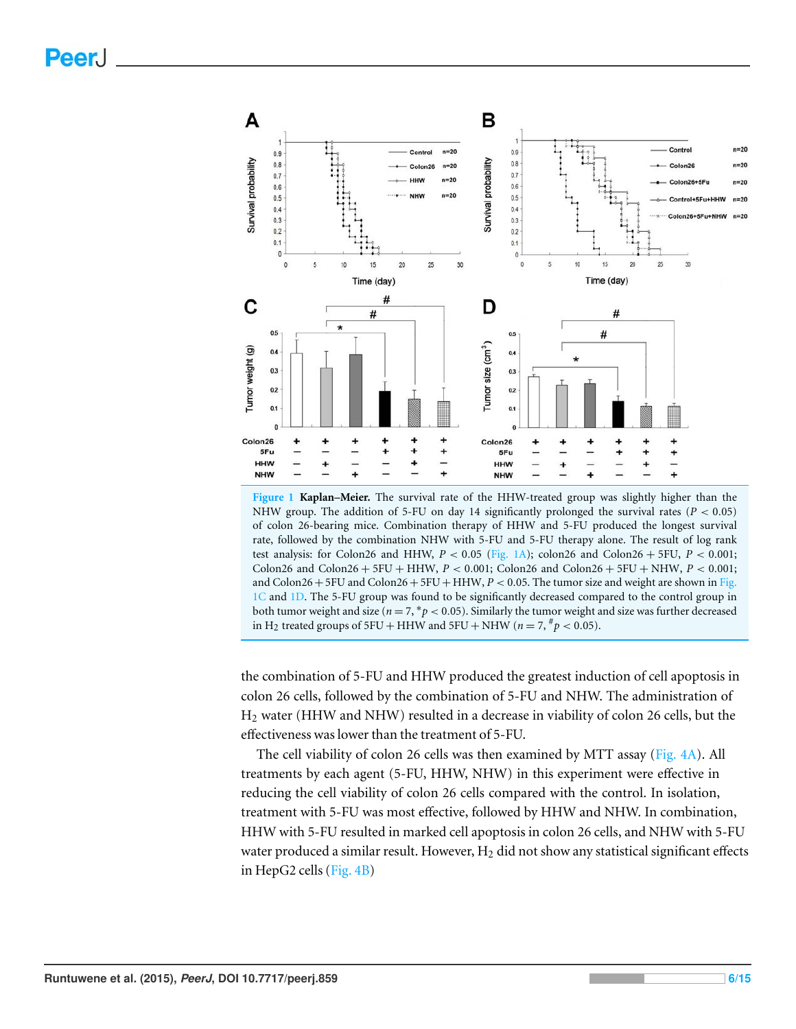**Figure 1 Kaplan–Meier.** The survival rate of the HHW-treated group was slightly higher than the NHW group. The addition of 5-FU on day 14 significantly prolonged the survival rates ($P < 0.05$) of colon 26-bearing mice. Combination therapy of HHW and 5-FU produced the longest survival rate, followed by the combination NHW with 5-FU and 5-FU therapy alone. The result of log rank test analysis: for Colon26 and HHW, $P < 0.05$ (Fig. 1A); colon26 and Colon26 + 5FU, $P < 0.001$; Colon26 and Colon26 + 5FU + HHW, $P < 0.001$; Colon26 and Colon26 + 5FU + NHW, $P < 0.001$; and Colon26 + 5FU and Colon26 + 5FU + HHW, $P < 0.05$. The tumor size and weight are shown in Fig. 1C and 1D. The 5-FU group was found to be significantly decreased compared to the control group in both tumor weight and size ($n = 7$, $^{*}p < 0.05$). Similarly the tumor weight and size was further decreased in $H_2$ treated groups of 5FU + HHW and 5FU + NHW ($n = 7$, $^{\#}p < 0.05$).

the combination of 5-FU and HHW produced the greatest induction of cell apoptosis in colon 26 cells, followed by the combination of 5-FU and NHW. The administration of $H_2$ water (HHW and NHW) resulted in a decrease in viability of colon 26 cells, but the effectiveness was lower than the treatment of 5-FU.

The cell viability of colon 26 cells was then examined by MTT assay (Fig. 4A). All treatments by each agent (5-FU, HHW, NHW) in this experiment were effective in reducing the cell viability of colon 26 cells compared with the control. In isolation, treatment with 5-FU was most effective, followed by HHW and NHW. In combination, HHW with 5-FU resulted in marked cell apoptosis in colon 26 cells, and NHW with 5-FU water produced a similar result. However, $H_2$ did not show any statistical significant effects in HepG2 cells (Fig. 4B)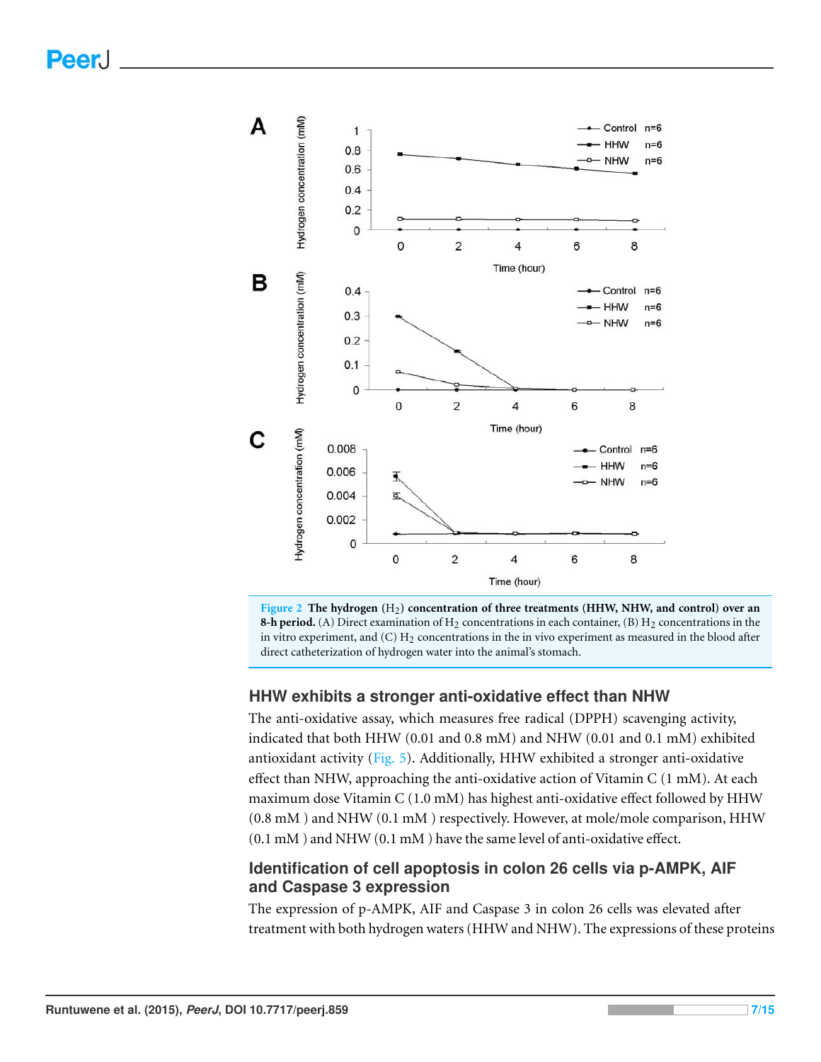**Figure 2 The hydrogen ($H_2$) concentration of three treatments (HHW, NHW, and control) over an 8-h period.** (A) Direct examination of $H_2$ concentrations in each container, (B) $H_2$ concentrations in the in vitro experiment, and (C) $H_2$ concentrations in the in vivo experiment as measured in the blood after direct catheterization of hydrogen water into the animal's stomach.

## HHW exhibits a stronger anti-oxidative effect than NHW

The anti-oxidative assay, which measures free radical (DPPH) scavenging activity, indicated that both HHW (0.01 and 0.8 mM) and NHW (0.01 and 0.1 mM) exhibited antioxidant activity (Fig. 5). Additionally, HHW exhibited a stronger anti-oxidative effect than NHW, approaching the anti-oxidative action of Vitamin C (1 mM). At each maximum dose Vitamin C (1.0 mM) has highest anti-oxidative effect followed by HHW (0.8 mM ) and NHW (0.1 mM ) respectively. However, at mole/mole comparison, HHW (0.1 mM ) and NHW (0.1 mM ) have the same level of anti-oxidative effect.

## Identification of cell apoptosis in colon 26 cells via p-AMPK, AIF and Caspase 3 expression

The expression of p-AMPK, AIF and Caspase 3 in colon 26 cells was elevated after treatment with both hydrogen waters (HHW and NHW). The expressions of these proteins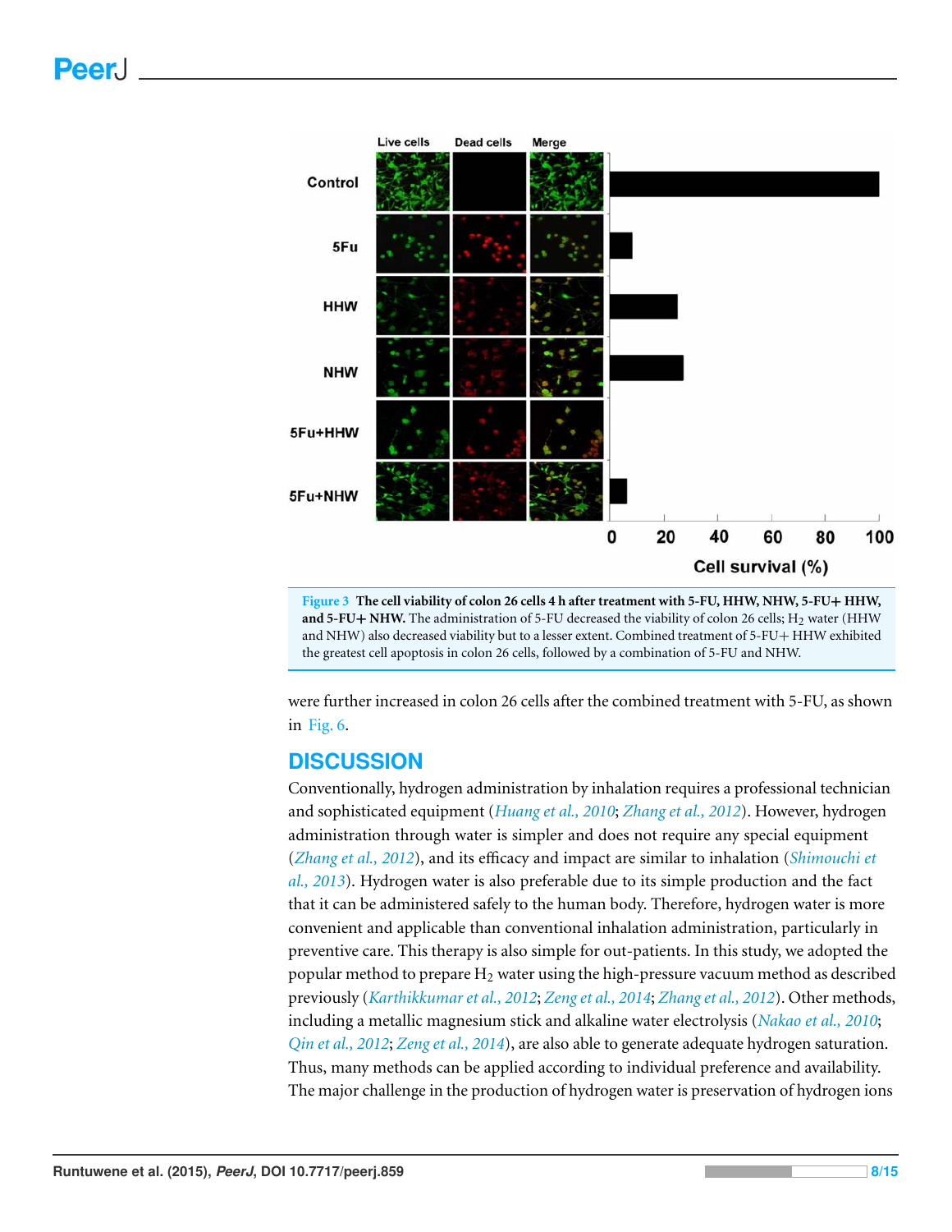**Figure 3 The cell viability of colon 26 cells 4 h after treatment with 5-FU, HHW, NHW, 5-FU+ HHW, and 5-FU+ NHW.** The administration of 5-FU decreased the viability of colon 26 cells; $H_2$ water (HHW and NHW) also decreased viability but to a lesser extent. Combined treatment of 5-FU+ HHW exhibited the greatest cell apoptosis in colon 26 cells, followed by a combination of 5-FU and NHW.

were further increased in colon 26 cells after the combined treatment with 5-FU, as shown in Fig. 6.

## DISCUSSION

Conventionally, hydrogen administration by inhalation requires a professional technician and sophisticated equipment (*Huang et al., 2010*; *Zhang et al., 2012*). However, hydrogen administration through water is simpler and does not require any special equipment (*Zhang et al., 2012*), and its efficacy and impact are similar to inhalation (*Shimouchi et al., 2013*). Hydrogen water is also preferable due to its simple production and the fact that it can be administered safely to the human body. Therefore, hydrogen water is more convenient and applicable than conventional inhalation administration, particularly in preventive care. This therapy is also simple for out-patients. In this study, we adopted the popular method to prepare $H_2$ water using the high-pressure vacuum method as described previously (*Karthikkumar et al., 2012*; *Zeng et al., 2014*; *Zhang et al., 2012*). Other methods, including a metallic magnesium stick and alkaline water electrolysis (*Nakao et al., 2010*; *Qin et al., 2012*; *Zeng et al., 2014*), are also able to generate adequate hydrogen saturation. Thus, many methods can be applied according to individual preference and availability. The major challenge in the production of hydrogen water is preservation of hydrogen ions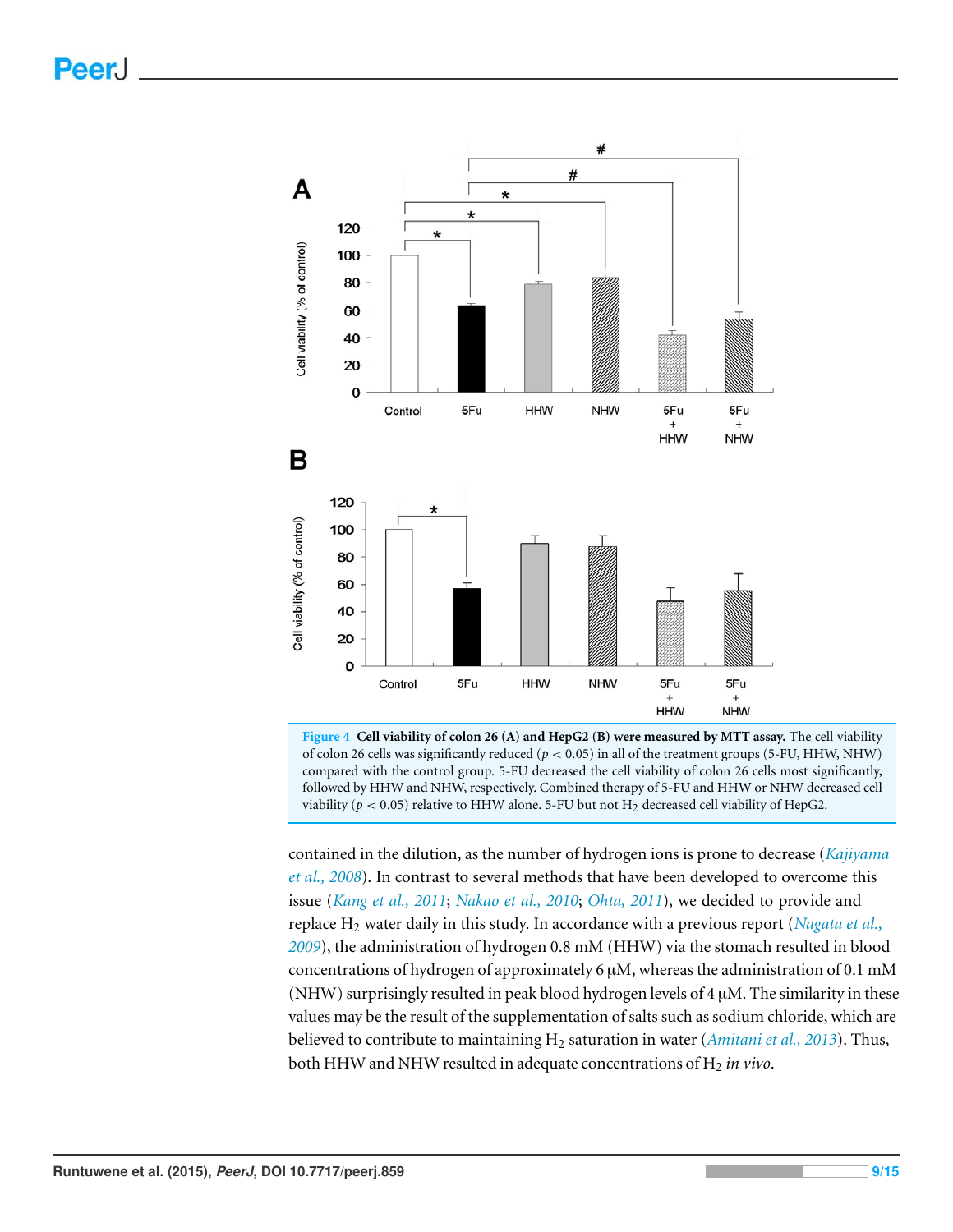**Figure 4 Cell viability of colon 26 (A) and HepG2 (B) were measured by MTT assay.** The cell viability of colon 26 cells was significantly reduced ($p < 0.05$) in all of the treatment groups (5-FU, HHW, NHW) compared with the control group. 5-FU decreased the cell viability of colon 26 cells most significantly, followed by HHW and NHW, respectively. Combined therapy of 5-FU and HHW or NHW decreased cell viability ($p < 0.05$) relative to HHW alone. 5-FU but not $H_2$ decreased cell viability of HepG2.

contained in the dilution, as the number of hydrogen ions is prone to decrease (*Kajiyama et al., 2008*). In contrast to several methods that have been developed to overcome this issue (*Kang et al., 2011*; *Nakao et al., 2010*; *Ohta, 2011*), we decided to provide and replace $H_2$ water daily in this study. In accordance with a previous report (*Nagata et al., 2009*), the administration of hydrogen 0.8 mM (HHW) via the stomach resulted in blood concentrations of hydrogen of approximately 6 μM, whereas the administration of 0.1 mM (NHW) surprisingly resulted in peak blood hydrogen levels of 4 μM. The similarity in these values may be the result of the supplementation of salts such as sodium chloride, which are believed to contribute to maintaining $H_2$ saturation in water (*Amitani et al., 2013*). Thus, both HHW and NHW resulted in adequate concentrations of $H_2$ *in vivo*.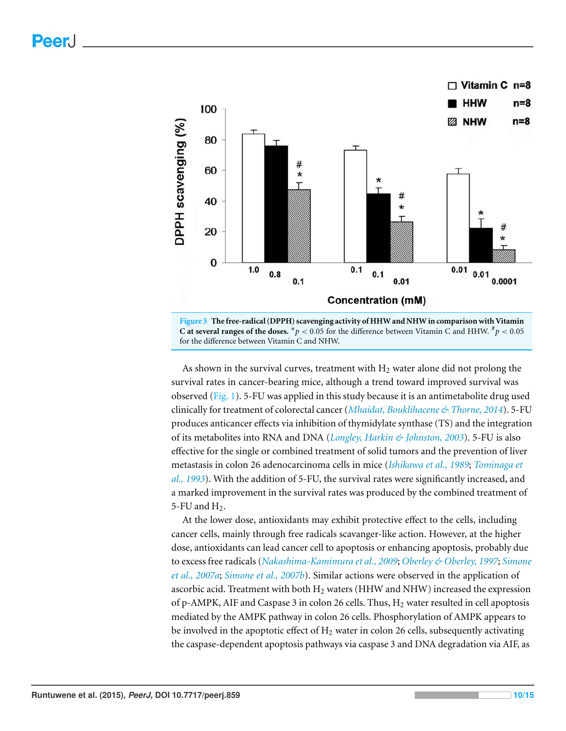Figure 5 The free-radical (DPPH) scavenging activity of HHW and NHW in comparison with Vitamin C at several ranges of the doses. $^{*}p < 0.05$ for the difference between Vitamin C and HHW. $^{\#}p < 0.05$ for the difference between Vitamin C and NHW.

As shown in the survival curves, treatment with $H_2$ water alone did not prolong the survival rates in cancer-bearing mice, although a trend toward improved survival was observed (Fig. 1). 5-FU was applied in this study because it is an antimetabolite drug used clinically for treatment of colorectal cancer (*Mhaidat, Bouklihacene & Thorne, 2014*). 5-FU produces anticancer effects via inhibition of thymidylate synthase (TS) and the integration of its metabolites into RNA and DNA (*Longley, Harkin & Johnston, 2003*). 5-FU is also effective for the single or combined treatment of solid tumors and the prevention of liver metastasis in colon 26 adenocarcinoma cells in mice (*Ishikawa et al., 1989*; *Tominaga et al., 1993*). With the addition of 5-FU, the survival rates were significantly increased, and a marked improvement in the survival rates was produced by the combined treatment of 5-FU and $H_2$.

At the lower dose, antioxidants may exhibit protective effect to the cells, including cancer cells, mainly through free radicals scavenger-like action. However, at the higher dose, antioxidants can lead cancer cell to apoptosis or enhancing apoptosis, probably due to excess free radicals (*Nakashima-Kamimura et al., 2009*; *Oberley & Oberley, 1997*; *Simone et al., 2007a*; *Simone et al., 2007b*). Similar actions were observed in the application of ascorbic acid. Treatment with both $H_2$ waters (HHW and NHW) increased the expression of p-AMPK, AIF and Caspase 3 in colon 26 cells. Thus, $H_2$ water resulted in cell apoptosis mediated by the AMPK pathway in colon 26 cells. Phosphorylation of AMPK appears to be involved in the apoptotic effect of $H_2$ water in colon 26 cells, subsequently activating the caspase-dependent apoptosis pathways via caspase 3 and DNA degradation via AIF, as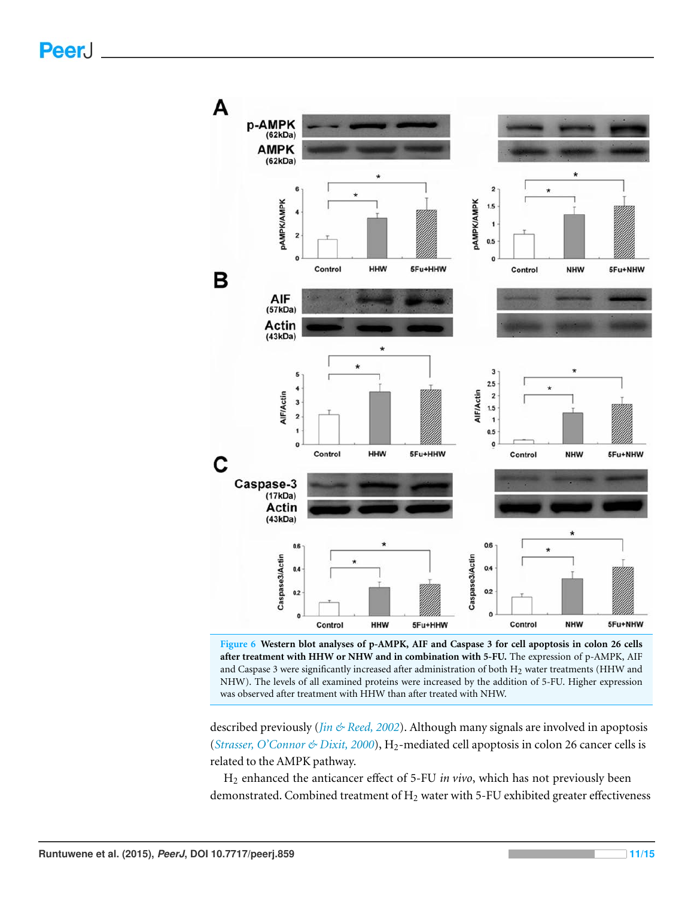Figure 6 **Western blot analyses of p-AMPK, AIF and Caspase 3 for cell apoptosis in colon 26 cells after treatment with HHW or NHW and in combination with 5-FU.** The expression of p-AMPK, AIF and Caspase 3 were significantly increased after administration of both $H_2$ water treatments (HHW and NHW). The levels of all examined proteins were increased by the addition of 5-FU. Higher expression was observed after treatment with HHW than after treated with NHW.

described previously (*Jin & Reed, 2002*). Although many signals are involved in apoptosis (*Strasser, O'Connor & Dixit, 2000*), $H_2$-mediated cell apoptosis in colon 26 cancer cells is related to the AMPK pathway.

$H_2$ enhanced the anticancer effect of 5-FU *in vivo*, which has not previously been demonstrated. Combined treatment of $H_2$ water with 5-FU exhibited greater effectiveness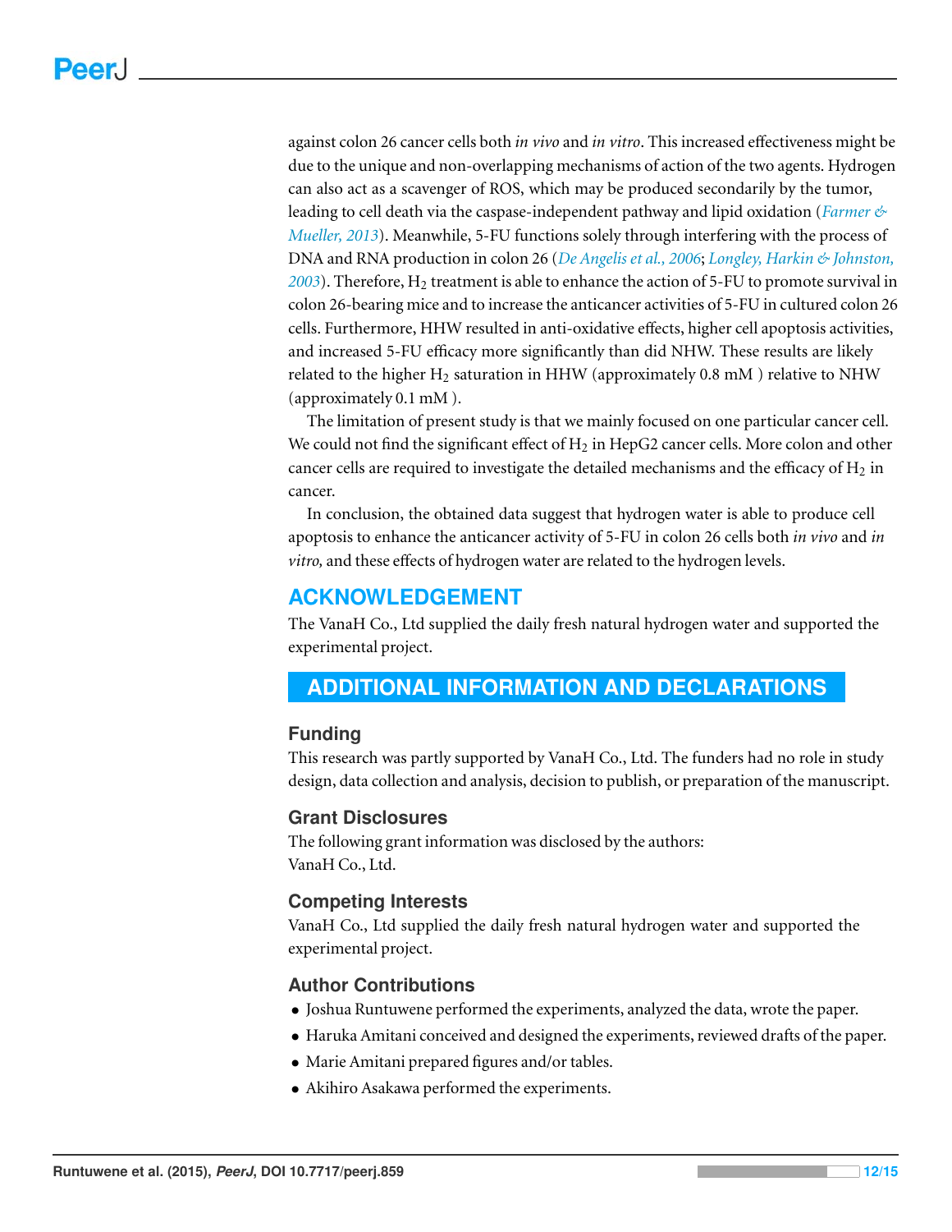against colon 26 cancer cells both *in vivo* and *in vitro*. This increased effectiveness might be due to the unique and non-overlapping mechanisms of action of the two agents. Hydrogen can also act as a scavenger of ROS, which may be produced secondarily by the tumor, leading to cell death via the caspase-independent pathway and lipid oxidation (*Farmer & Mueller, 2013*). Meanwhile, 5-FU functions solely through interfering with the process of DNA and RNA production in colon 26 (*De Angelis et al., 2006*; *Longley, Harkin & Johnston, 2003*). Therefore, $H_2$ treatment is able to enhance the action of 5-FU to promote survival in colon 26-bearing mice and to increase the anticancer activities of 5-FU in cultured colon 26 cells. Furthermore, HHW resulted in anti-oxidative effects, higher cell apoptosis activities, and increased 5-FU efficacy more significantly than did NHW. These results are likely related to the higher $H_2$ saturation in HHW (approximately 0.8 mM ) relative to NHW (approximately 0.1 mM ).

The limitation of present study is that we mainly focused on one particular cancer cell. We could not find the significant effect of $H_2$ in HepG2 cancer cells. More colon and other cancer cells are required to investigate the detailed mechanisms and the efficacy of $H_2$ in cancer.

In conclusion, the obtained data suggest that hydrogen water is able to produce cell apoptosis to enhance the anticancer activity of 5-FU in colon 26 cells both *in vivo* and *in vitro,* and these effects of hydrogen water are related to the hydrogen levels.

## ACKNOWLEDGEMENT

The VanaH Co., Ltd supplied the daily fresh natural hydrogen water and supported the experimental project.

## ADDITIONAL INFORMATION AND DECLARATIONS

### Funding

This research was partly supported by VanaH Co., Ltd. The funders had no role in study design, data collection and analysis, decision to publish, or preparation of the manuscript.

### Grant Disclosures

The following grant information was disclosed by the authors:
VanaH Co., Ltd.

### Competing Interests

VanaH Co., Ltd supplied the daily fresh natural hydrogen water and supported the experimental project.

### Author Contributions

- Joshua Runtuwene performed the experiments, analyzed the data, wrote the paper.
- Haruka Amitani conceived and designed the experiments, reviewed drafts of the paper.
- Marie Amitani prepared figures and/or tables.
- Akihiro Asakawa performed the experiments.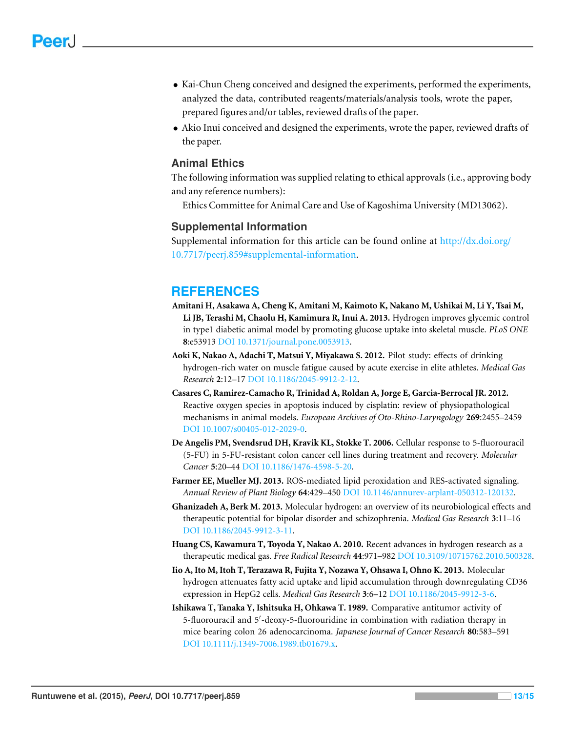- Kai-Chun Cheng conceived and designed the experiments, performed the experiments, analyzed the data, contributed reagents/materials/analysis tools, wrote the paper, prepared figures and/or tables, reviewed drafts of the paper.
- Akio Inui conceived and designed the experiments, wrote the paper, reviewed drafts of the paper.

### Animal Ethics

The following information was supplied relating to ethical approvals (i.e., approving body and any reference numbers):

Ethics Committee for Animal Care and Use of Kagoshima University (MD13062).

### Supplemental Information

Supplemental information for this article can be found online at http://dx.doi.org/10.7717/peerj.859#supplemental-information.

## REFERENCES

**Amitani H, Asakawa A, Cheng K, Amitani M, Kaimoto K, Nakano M, Ushikai M, Li Y, Tsai M, Li JB, Terashi M, Chaolu H, Kamimura R, Inui A. 2013.** Hydrogen improves glycemic control in type1 diabetic animal model by promoting glucose uptake into skeletal muscle. *PLoS ONE* **8**:e53913 DOI 10.1371/journal.pone.0053913.

**Aoki K, Nakao A, Adachi T, Matsui Y, Miyakawa S. 2012.** Pilot study: effects of drinking hydrogen-rich water on muscle fatigue caused by acute exercise in elite athletes. *Medical Gas Research* **2**:12–17 DOI 10.1186/2045-9912-2-12.

**Casares C, Ramirez-Camacho R, Trinidad A, Roldan A, Jorge E, Garcia-Berrocal JR. 2012.** Reactive oxygen species in apoptosis induced by cisplatin: review of physiopathological mechanisms in animal models. *European Archives of Oto-Rhino-Laryngology* **269**:2455–2459 DOI 10.1007/s00405-012-2029-0.

**De Angelis PM, Svendsrud DH, Kravik KL, Stokke T. 2006.** Cellular response to 5-fluorouracil (5-FU) in 5-FU-resistant colon cancer cell lines during treatment and recovery. *Molecular Cancer* **5**:20–44 DOI 10.1186/1476-4598-5-20.

**Farmer EE, Mueller MJ. 2013.** ROS-mediated lipid peroxidation and RES-activated signaling. *Annual Review of Plant Biology* **64**:429–450 DOI 10.1146/annurev-arplant-050312-120132.

**Ghanizadeh A, Berk M. 2013.** Molecular hydrogen: an overview of its neurobiological effects and therapeutic potential for bipolar disorder and schizophrenia. *Medical Gas Research* **3**:11–16 DOI 10.1186/2045-9912-3-11.

**Huang CS, Kawamura T, Toyoda Y, Nakao A. 2010.** Recent advances in hydrogen research as a therapeutic medical gas. *Free Radical Research* **44**:971–982 DOI 10.3109/10715762.2010.500328.

**Iio A, Ito M, Itoh T, Terazawa R, Fujita Y, Nozawa Y, Ohsawa I, Ohno K. 2013.** Molecular hydrogen attenuates fatty acid uptake and lipid accumulation through downregulating CD36 expression in HepG2 cells. *Medical Gas Research* **3**:6–12 DOI 10.1186/2045-9912-3-6.

**Ishikawa T, Tanaka Y, Ishitsuka H, Ohkawa T. 1989.** Comparative antitumor activity of 5-fluorouracil and 5′-deoxy-5-fluorouridine in combination with radiation therapy in mice bearing colon 26 adenocarcinoma. *Japanese Journal of Cancer Research* **80**:583–591 DOI 10.1111/j.1349-7006.1989.tb01679.x.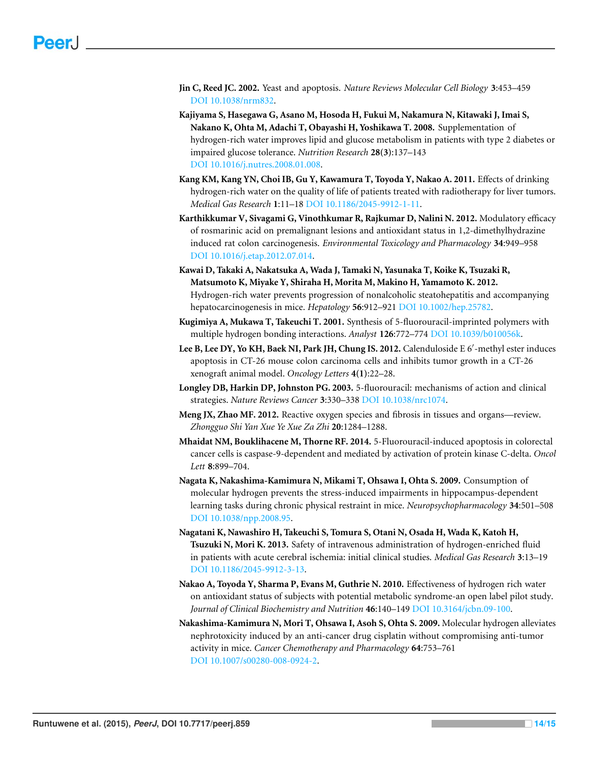**Jin C, Reed JC. 2002.** Yeast and apoptosis. *Nature Reviews Molecular Cell Biology* **3**:453–459 DOI 10.1038/nrm832.

**Kajiyama S, Hasegawa G, Asano M, Hosoda H, Fukui M, Nakamura N, Kitawaki J, Imai S, Nakano K, Ohta M, Adachi T, Obayashi H, Yoshikawa T. 2008.** Supplementation of hydrogen-rich water improves lipid and glucose metabolism in patients with type 2 diabetes or impaired glucose tolerance. *Nutrition Research* **28(3)**:137–143 DOI 10.1016/j.nutres.2008.01.008.

**Kang KM, Kang YN, Choi IB, Gu Y, Kawamura T, Toyoda Y, Nakao A. 2011.** Effects of drinking hydrogen-rich water on the quality of life of patients treated with radiotherapy for liver tumors. *Medical Gas Research* **1**:11–18 DOI 10.1186/2045-9912-1-11.

**Karthikkumar V, Sivagami G, Vinothkumar R, Rajkumar D, Nalini N. 2012.** Modulatory efficacy of rosmarinic acid on premalignant lesions and antioxidant status in 1,2-dimethylhydrazine induced rat colon carcinogenesis. *Environmental Toxicology and Pharmacology* **34**:949–958 DOI 10.1016/j.etap.2012.07.014.

**Kawai D, Takaki A, Nakatsuka A, Wada J, Tamaki N, Yasunaka T, Koike K, Tsuzaki R, Matsumoto K, Miyake Y, Shiraha H, Morita M, Makino H, Yamamoto K. 2012.** Hydrogen-rich water prevents progression of nonalcoholic steatohepatitis and accompanying hepatocarcinogenesis in mice. *Hepatology* **56**:912–921 DOI 10.1002/hep.25782.

**Kugimiya A, Mukawa T, Takeuchi T. 2001.** Synthesis of 5-fluorouracil-imprinted polymers with multiple hydrogen bonding interactions. *Analyst* **126**:772–774 DOI 10.1039/b010056k.

**Lee B, Lee DY, Yo KH, Baek NI, Park JH, Chung IS. 2012.** Calenduloside E 6′-methyl ester induces apoptosis in CT-26 mouse colon carcinoma cells and inhibits tumor growth in a CT-26 xenograft animal model. *Oncology Letters* **4(1)**:22–28.

**Longley DB, Harkin DP, Johnston PG. 2003.** 5-fluorouracil: mechanisms of action and clinical strategies. *Nature Reviews Cancer* **3**:330–338 DOI 10.1038/nrc1074.

**Meng JX, Zhao MF. 2012.** Reactive oxygen species and fibrosis in tissues and organs—review. *Zhongguo Shi Yan Xue Ye Xue Za Zhi* **20**:1284–1288.

**Mhaidat NM, Bouklihacene M, Thorne RF. 2014.** 5-Fluorouracil-induced apoptosis in colorectal cancer cells is caspase-9-dependent and mediated by activation of protein kinase C-delta. *Oncol Lett* **8**:899–704.

**Nagata K, Nakashima-Kamimura N, Mikami T, Ohsawa I, Ohta S. 2009.** Consumption of molecular hydrogen prevents the stress-induced impairments in hippocampus-dependent learning tasks during chronic physical restraint in mice. *Neuropsychopharmacology* **34**:501–508 DOI 10.1038/npp.2008.95.

**Nagatani K, Nawashiro H, Takeuchi S, Tomura S, Otani N, Osada H, Wada K, Katoh H, Tsuzuki N, Mori K. 2013.** Safety of intravenous administration of hydrogen-enriched fluid in patients with acute cerebral ischemia: initial clinical studies. *Medical Gas Research* **3**:13–19 DOI 10.1186/2045-9912-3-13.

**Nakao A, Toyoda Y, Sharma P, Evans M, Guthrie N. 2010.** Effectiveness of hydrogen rich water on antioxidant status of subjects with potential metabolic syndrome-an open label pilot study. *Journal of Clinical Biochemistry and Nutrition* **46**:140–149 DOI 10.3164/jcbn.09-100.

**Nakashima-Kamimura N, Mori T, Ohsawa I, Asoh S, Ohta S. 2009.** Molecular hydrogen alleviates nephrotoxicity induced by an anti-cancer drug cisplatin without compromising anti-tumor activity in mice. *Cancer Chemotherapy and Pharmacology* **64**:753–761 DOI 10.1007/s00280-008-0924-2.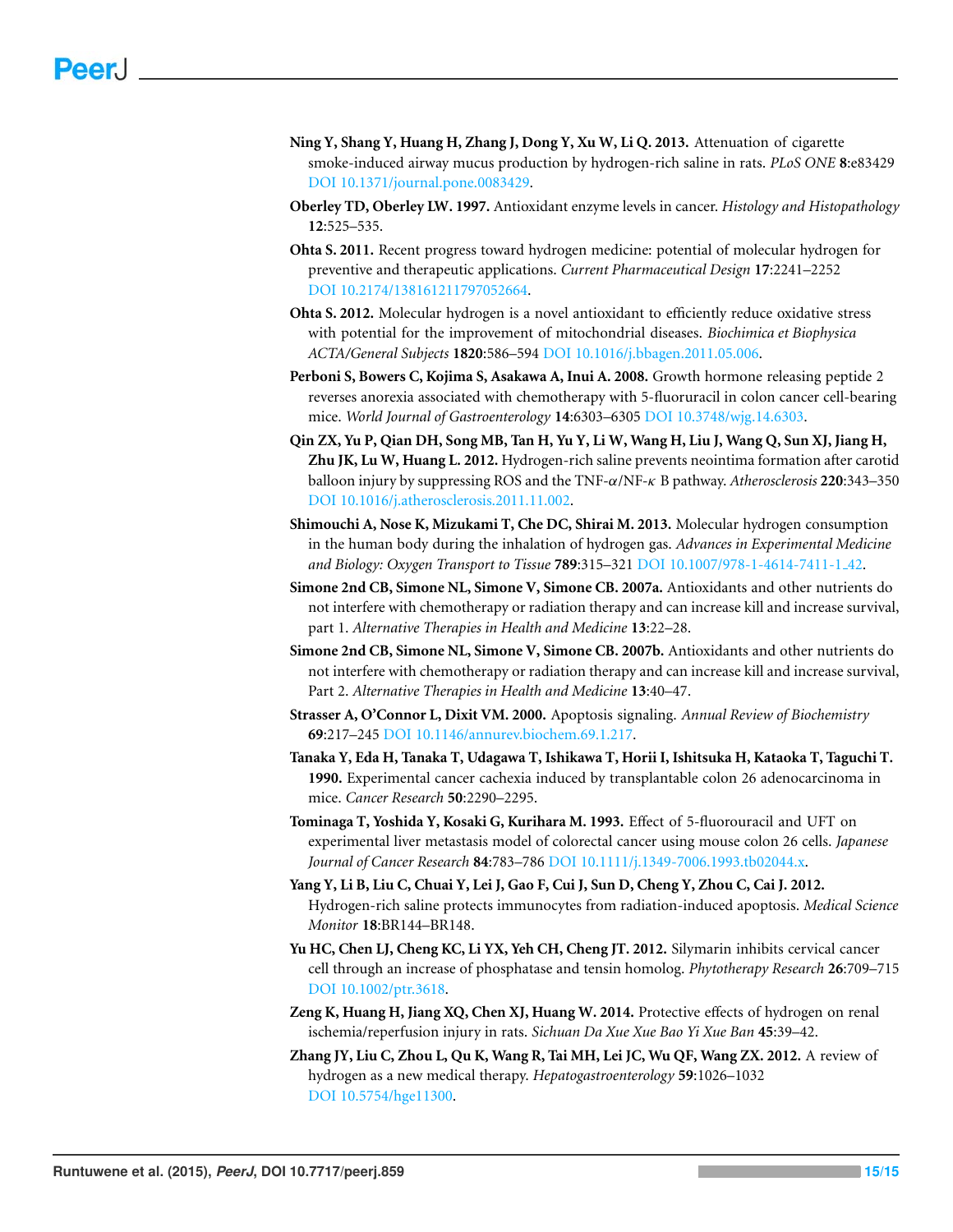**Ning Y, Shang Y, Huang H, Zhang J, Dong Y, Xu W, Li Q. 2013.** Attenuation of cigarette smoke-induced airway mucus production by hydrogen-rich saline in rats. *PLoS ONE* **8**:e83429 DOI 10.1371/journal.pone.0083429.

**Oberley TD, Oberley LW. 1997.** Antioxidant enzyme levels in cancer. *Histology and Histopathology* **12**:525–535.

**Ohta S. 2011.** Recent progress toward hydrogen medicine: potential of molecular hydrogen for preventive and therapeutic applications. *Current Pharmaceutical Design* **17**:2241–2252 DOI 10.2174/138161211797052664.

**Ohta S. 2012.** Molecular hydrogen is a novel antioxidant to efficiently reduce oxidative stress with potential for the improvement of mitochondrial diseases. *Biochimica et Biophysica ACTA/General Subjects* **1820**:586–594 DOI 10.1016/j.bbagen.2011.05.006.

**Perboni S, Bowers C, Kojima S, Asakawa A, Inui A. 2008.** Growth hormone releasing peptide 2 reverses anorexia associated with chemotherapy with 5-fluoruracil in colon cancer cell-bearing mice. *World Journal of Gastroenterology* **14**:6303–6305 DOI 10.3748/wjg.14.6303.

**Qin ZX, Yu P, Qian DH, Song MB, Tan H, Yu Y, Li W, Wang H, Liu J, Wang Q, Sun XJ, Jiang H, Zhu JK, Lu W, Huang L. 2012.** Hydrogen-rich saline prevents neointima formation after carotid balloon injury by suppressing ROS and the TNF-$\alpha$/NF-$\kappa$ B pathway. *Atherosclerosis* **220**:343–350 DOI 10.1016/j.atherosclerosis.2011.11.002.

**Shimouchi A, Nose K, Mizukami T, Che DC, Shirai M. 2013.** Molecular hydrogen consumption in the human body during the inhalation of hydrogen gas. *Advances in Experimental Medicine and Biology: Oxygen Transport to Tissue* **789**:315–321 DOI 10.1007/978-1-4614-7411-1_42.

**Simone 2nd CB, Simone NL, Simone V, Simone CB. 2007a.** Antioxidants and other nutrients do not interfere with chemotherapy or radiation therapy and can increase kill and increase survival, part 1. *Alternative Therapies in Health and Medicine* **13**:22–28.

**Simone 2nd CB, Simone NL, Simone V, Simone CB. 2007b.** Antioxidants and other nutrients do not interfere with chemotherapy or radiation therapy and can increase kill and increase survival, Part 2. *Alternative Therapies in Health and Medicine* **13**:40–47.

**Strasser A, O'Connor L, Dixit VM. 2000.** Apoptosis signaling. *Annual Review of Biochemistry* **69**:217–245 DOI 10.1146/annurev.biochem.69.1.217.

**Tanaka Y, Eda H, Tanaka T, Udagawa T, Ishikawa T, Horii I, Ishitsuka H, Kataoka T, Taguchi T. 1990.** Experimental cancer cachexia induced by transplantable colon 26 adenocarcinoma in mice. *Cancer Research* **50**:2290–2295.

**Tominaga T, Yoshida Y, Kosaki G, Kurihara M. 1993.** Effect of 5-fluorouracil and UFT on experimental liver metastasis model of colorectal cancer using mouse colon 26 cells. *Japanese Journal of Cancer Research* **84**:783–786 DOI 10.1111/j.1349-7006.1993.tb02044.x.

**Yang Y, Li B, Liu C, Chuai Y, Lei J, Gao F, Cui J, Sun D, Cheng Y, Zhou C, Cai J. 2012.** Hydrogen-rich saline protects immunocytes from radiation-induced apoptosis. *Medical Science Monitor* **18**:BR144–BR148.

**Yu HC, Chen LJ, Cheng KC, Li YX, Yeh CH, Cheng JT. 2012.** Silymarin inhibits cervical cancer cell through an increase of phosphatase and tensin homolog. *Phytotherapy Research* **26**:709–715 DOI 10.1002/ptr.3618.

**Zeng K, Huang H, Jiang XQ, Chen XJ, Huang W. 2014.** Protective effects of hydrogen on renal ischemia/reperfusion injury in rats. *Sichuan Da Xue Xue Bao Yi Xue Ban* **45**:39–42.

**Zhang JY, Liu C, Zhou L, Qu K, Wang R, Tai MH, Lei JC, Wu QF, Wang ZX. 2012.** A review of hydrogen as a new medical therapy. *Hepatogastroenterology* **59**:1026–1032 DOI 10.5754/hge11300.